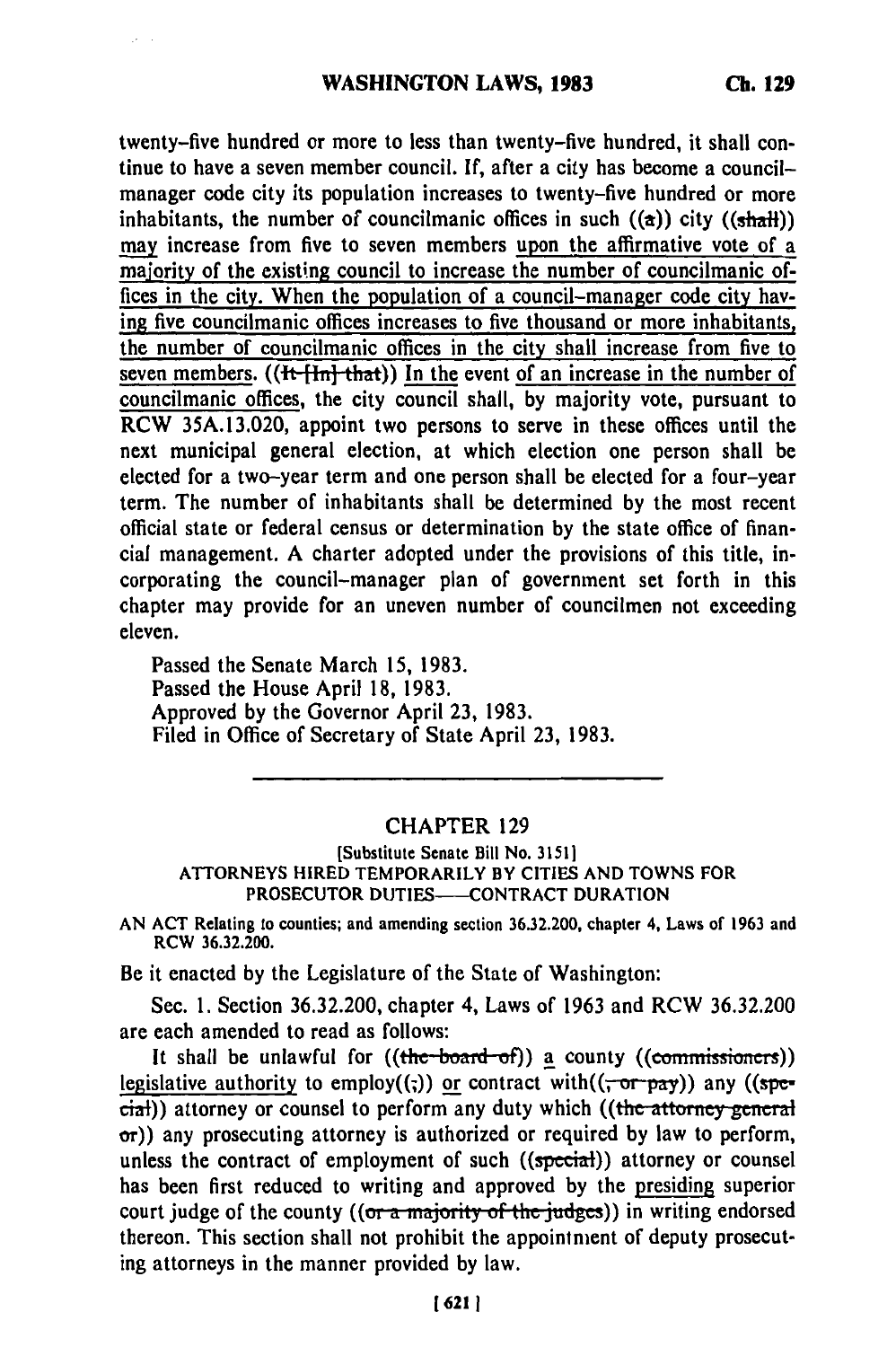twenty-five hundred or more to less than twenty-five hundred, it shall continue to have a seven member council. If, after a city has become a council-manager code city its population increases to twenty-five hundred or more inhabitants, the number of councilmanic offices in such ((a)) city ((shall)) may increase from five to seven members upon the affirmative vote of a majority of the existing council to increase the number of councilmanic offices in the city. When the population of a council-manager code city having five councilmanic offices increases to five thousand or more inhabitants, the number of councilmanic offices in the city shall increase from five to seven members. ((It [In] that)) In the event of an increase in the number of councilmanic offices, the city council shall, by majority vote, pursuant to RCW 35A.13.020, appoint two persons to serve in these offices until the next municipal general election, at which election one person shall be elected for a two-year term and one person shall be elected for a four-year term. The number of inhabitants shall be determined by the most recent official state or federal census or determination by the state office of financial management. A charter adopted under the provisions of this title, incorporating the council-manager plan of government set forth in this chapter may provide for an uneven number of councilmen not exceeding eleven.

Passed the Senate March 15, 1983.
Passed the House April 18, 1983.
Approved by the Governor April 23, 1983.
Filed in Office of Secretary of State April 23, 1983.

---

## CHAPTER 129

[Substitute Senate Bill No. 3151]

ATTORNEYS HIRED TEMPORARILY BY CITIES AND TOWNS FOR PROSECUTOR DUTIES——CONTRACT DURATION

AN ACT Relating to counties; and amending section 36.32.200, chapter 4, Laws of 1963 and RCW 36.32.200.

Be it enacted by the Legislature of the State of Washington:

Sec. 1. Section 36.32.200, chapter 4, Laws of 1963 and RCW 36.32.200 are each amended to read as follows:

It shall be unlawful for ((the board of)) a county ((commissioners)) legislative authority to employ((;)) or contract with((, or pay)) any ((special)) attorney or counsel to perform any duty which ((the attorney general or)) any prosecuting attorney is authorized or required by law to perform, unless the contract of employment of such ((special)) attorney or counsel has been first reduced to writing and approved by the presiding superior court judge of the county ((or a majority of the judges)) in writing endorsed thereon. This section shall not prohibit the appointment of deputy prosecuting attorneys in the manner provided by law.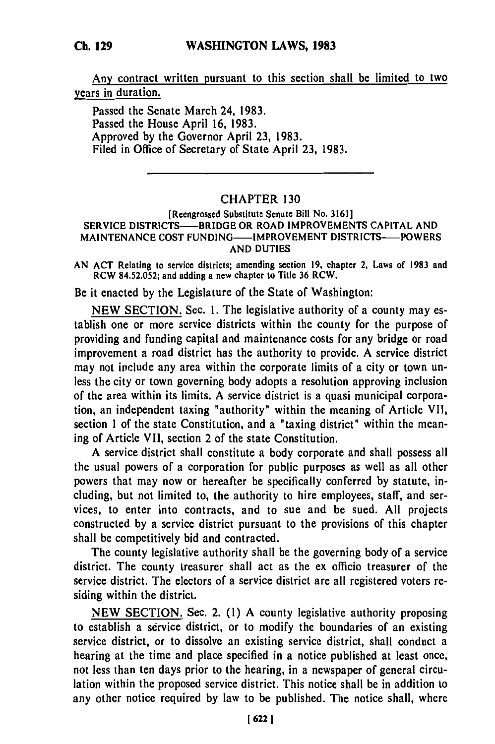Any contract written pursuant to this section shall be limited to two years in duration.

Passed the Senate March 24, 1983.
Passed the House April 16, 1983.
Approved by the Governor April 23, 1983.
Filed in Office of Secretary of State April 23, 1983.

---

## CHAPTER 130

[Reengrossed Substitute Senate Bill No. 3161]

SERVICE DISTRICTS——BRIDGE OR ROAD IMPROVEMENTS CAPITAL AND MAINTENANCE COST FUNDING——IMPROVEMENT DISTRICTS——POWERS AND DUTIES

AN ACT Relating to service districts; amending section 19, chapter 2, Laws of 1983 and RCW 84.52.052; and adding a new chapter to Title 36 RCW.

Be it enacted by the Legislature of the State of Washington:

NEW SECTION. Sec. 1. The legislative authority of a county may establish one or more service districts within the county for the purpose of providing and funding capital and maintenance costs for any bridge or road improvement a road district has the authority to provide. A service district may not include any area within the corporate limits of a city or town unless the city or town governing body adopts a resolution approving inclusion of the area within its limits. A service district is a quasi municipal corporation, an independent taxing "authority" within the meaning of Article VII, section 1 of the state Constitution, and a "taxing district" within the meaning of Article VII, section 2 of the state Constitution.

A service district shall constitute a body corporate and shall possess all the usual powers of a corporation for public purposes as well as all other powers that may now or hereafter be specifically conferred by statute, including, but not limited to, the authority to hire employees, staff, and services, to enter into contracts, and to sue and be sued. All projects constructed by a service district pursuant to the provisions of this chapter shall be competitively bid and contracted.

The county legislative authority shall be the governing body of a service district. The county treasurer shall act as the ex officio treasurer of the service district. The electors of a service district are all registered voters residing within the district.

NEW SECTION. Sec. 2. (1) A county legislative authority proposing to establish a service district, or to modify the boundaries of an existing service district, or to dissolve an existing service district, shall conduct a hearing at the time and place specified in a notice published at least once, not less than ten days prior to the hearing, in a newspaper of general circulation within the proposed service district. This notice shall be in addition to any other notice required by law to be published. The notice shall, where